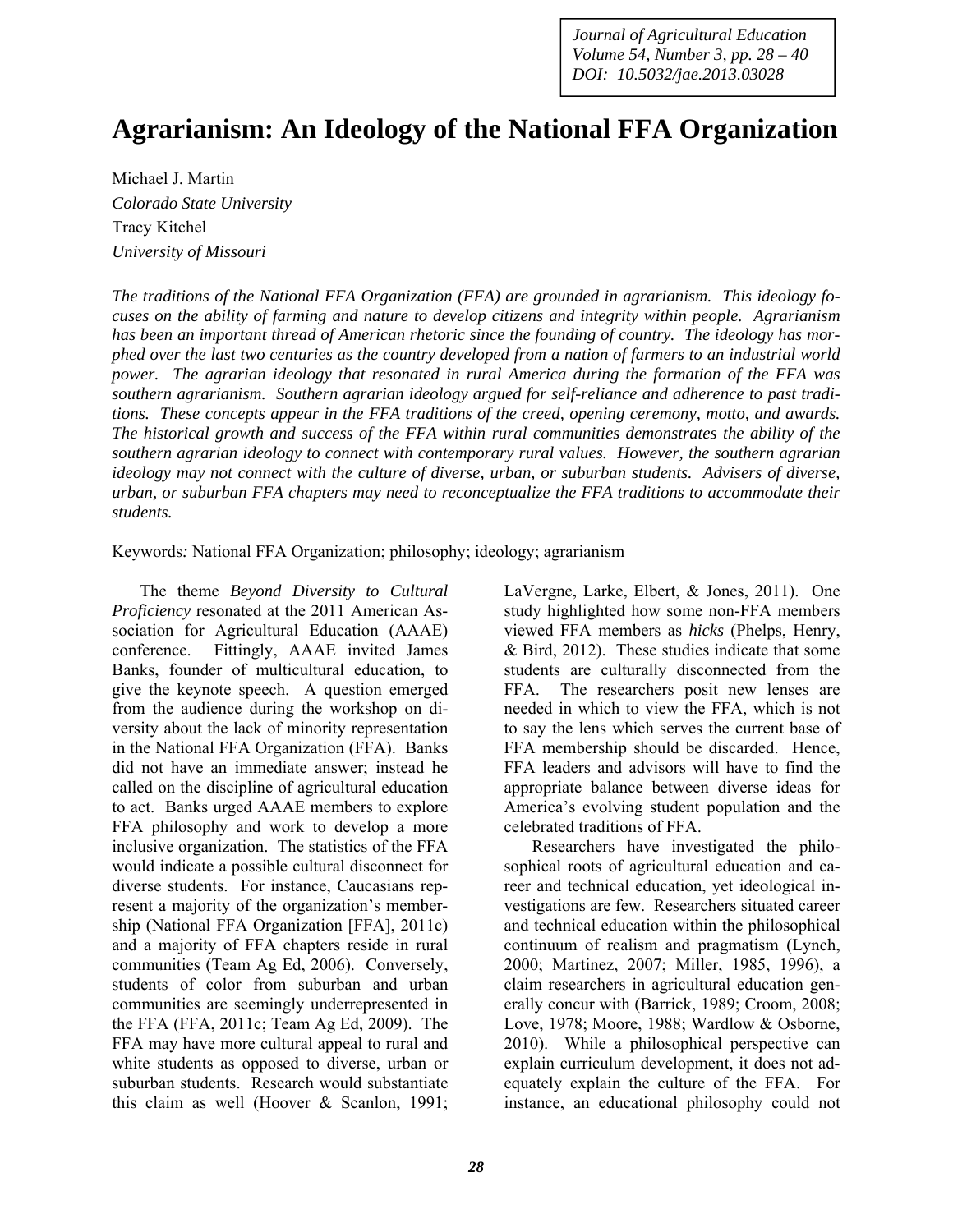# Agrarianism: An Ideology of the National FFA Organization

Michael J. Martin
*Colorado State University*
Tracy Kitchel
*University of Missouri*

*The traditions of the National FFA Organization (FFA) are grounded in agrarianism. This ideology focuses on the ability of farming and nature to develop citizens and integrity within people. Agrarianism has been an important thread of American rhetoric since the founding of country. The ideology has morphed over the last two centuries as the country developed from a nation of farmers to an industrial world power. The agrarian ideology that resonated in rural America during the formation of the FFA was southern agrarianism. Southern agrarian ideology argued for self-reliance and adherence to past traditions. These concepts appear in the FFA traditions of the creed, opening ceremony, motto, and awards. The historical growth and success of the FFA within rural communities demonstrates the ability of the southern agrarian ideology to connect with contemporary rural values. However, the southern agrarian ideology may not connect with the culture of diverse, urban, or suburban students. Advisers of diverse, urban, or suburban FFA chapters may need to reconceptualize the FFA traditions to accommodate their students.*

Keywords: National FFA Organization; philosophy; ideology; agrarianism

The theme *Beyond Diversity to Cultural Proficiency* resonated at the 2011 American Association for Agricultural Education (AAAE) conference. Fittingly, AAAE invited James Banks, founder of multicultural education, to give the keynote speech. A question emerged from the audience during the workshop on diversity about the lack of minority representation in the National FFA Organization (FFA). Banks did not have an immediate answer; instead he called on the discipline of agricultural education to act. Banks urged AAAE members to explore FFA philosophy and work to develop a more inclusive organization. The statistics of the FFA would indicate a possible cultural disconnect for diverse students. For instance, Caucasians represent a majority of the organization's membership (National FFA Organization [FFA], 2011c) and a majority of FFA chapters reside in rural communities (Team Ag Ed, 2006). Conversely, students of color from suburban and urban communities are seemingly underrepresented in the FFA (FFA, 2011c; Team Ag Ed, 2009). The FFA may have more cultural appeal to rural and white students as opposed to diverse, urban or suburban students. Research would substantiate this claim as well (Hoover & Scanlon, 1991; LaVergne, Larke, Elbert, & Jones, 2011). One study highlighted how some non-FFA members viewed FFA members as *hicks* (Phelps, Henry, & Bird, 2012). These studies indicate that some students are culturally disconnected from the FFA. The researchers posit new lenses are needed in which to view the FFA, which is not to say the lens which serves the current base of FFA membership should be discarded. Hence, FFA leaders and advisors will have to find the appropriate balance between diverse ideas for America's evolving student population and the celebrated traditions of FFA.

Researchers have investigated the philosophical roots of agricultural education and career and technical education, yet ideological investigations are few. Researchers situated career and technical education within the philosophical continuum of realism and pragmatism (Lynch, 2000; Martinez, 2007; Miller, 1985, 1996), a claim researchers in agricultural education generally concur with (Barrick, 1989; Croom, 2008; Love, 1978; Moore, 1988; Wardlow & Osborne, 2010). While a philosophical perspective can explain curriculum development, it does not adequately explain the culture of the FFA. For instance, an educational philosophy could not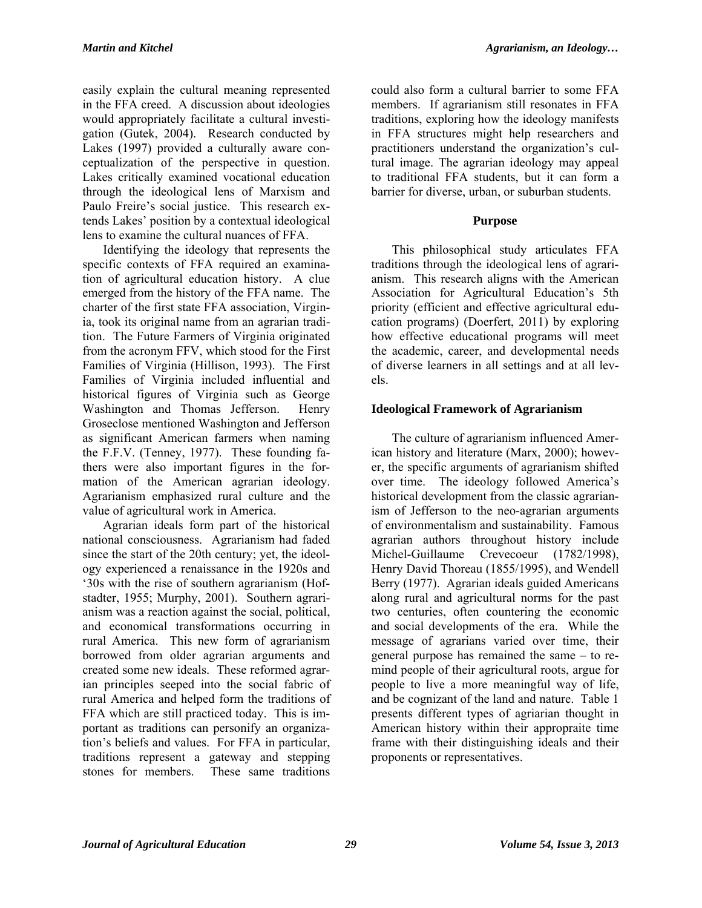easily explain the cultural meaning represented in the FFA creed. A discussion about ideologies would appropriately facilitate a cultural investigation (Gutek, 2004). Research conducted by Lakes (1997) provided a culturally aware conceptualization of the perspective in question. Lakes critically examined vocational education through the ideological lens of Marxism and Paulo Freire's social justice. This research extends Lakes' position by a contextual ideological lens to examine the cultural nuances of FFA.

Identifying the ideology that represents the specific contexts of FFA required an examination of agricultural education history. A clue emerged from the history of the FFA name. The charter of the first state FFA association, Virginia, took its original name from an agrarian tradition. The Future Farmers of Virginia originated from the acronym FFV, which stood for the First Families of Virginia (Hillison, 1993). The First Families of Virginia included influential and historical figures of Virginia such as George Washington and Thomas Jefferson. Henry Groseclose mentioned Washington and Jefferson as significant American farmers when naming the F.F.V. (Tenney, 1977). These founding fathers were also important figures in the formation of the American agrarian ideology. Agrarianism emphasized rural culture and the value of agricultural work in America.

Agrarian ideals form part of the historical national consciousness. Agrarianism had faded since the start of the 20th century; yet, the ideology experienced a renaissance in the 1920s and '30s with the rise of southern agrarianism (Hofstadter, 1955; Murphy, 2001). Southern agrarianism was a reaction against the social, political, and economical transformations occurring in rural America. This new form of agrarianism borrowed from older agrarian arguments and created some new ideals. These reformed agrarian principles seeped into the social fabric of rural America and helped form the traditions of FFA which are still practiced today. This is important as traditions can personify an organization's beliefs and values. For FFA in particular, traditions represent a gateway and stepping stones for members. These same traditions could also form a cultural barrier to some FFA members. If agrarianism still resonates in FFA traditions, exploring how the ideology manifests in FFA structures might help researchers and practitioners understand the organization's cultural image. The agrarian ideology may appeal to traditional FFA students, but it can form a barrier for diverse, urban, or suburban students.

## Purpose

This philosophical study articulates FFA traditions through the ideological lens of agrarianism. This research aligns with the American Association for Agricultural Education's 5th priority (efficient and effective agricultural education programs) (Doerfert, 2011) by exploring how effective educational programs will meet the academic, career, and developmental needs of diverse learners in all settings and at all levels.

### Ideological Framework of Agrarianism

The culture of agrarianism influenced American history and literature (Marx, 2000); however, the specific arguments of agrarianism shifted over time. The ideology followed America's historical development from the classic agrarianism of Jefferson to the neo-agrarian arguments of environmentalism and sustainability. Famous agrarian authors throughout history include Michel-Guillaume Crevecoeur (1782/1998), Henry David Thoreau (1855/1995), and Wendell Berry (1977). Agrarian ideals guided Americans along rural and agricultural norms for the past two centuries, often countering the economic and social developments of the era. While the message of agrarians varied over time, their general purpose has remained the same – to remind people of their agricultural roots, argue for people to live a more meaningful way of life, and be cognizant of the land and nature. Table 1 presents different types of agriarian thought in American history within their appropraite time frame with their distinguishing ideals and their proponents or representatives.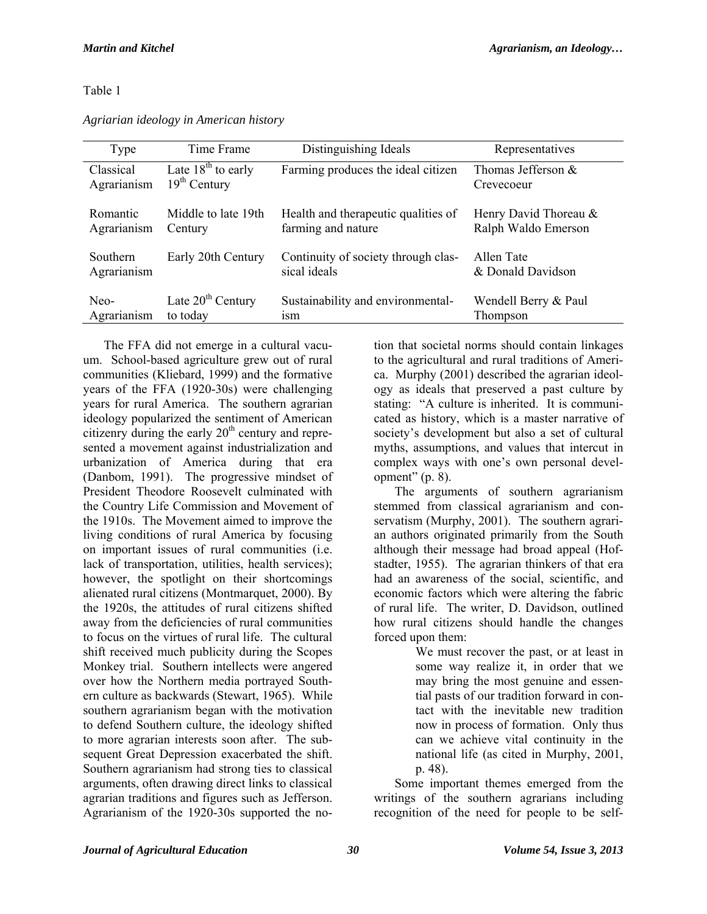Table 1

*Agriarian ideology in American history*

| Type | Time Frame | Distinguishing Ideals | Representatives |
| --- | --- | --- | --- |
| Classical Agrarianism | Late 18th to early 19th Century | Farming produces the ideal citizen | Thomas Jefferson & Crevecoeur |
| Romantic Agrarianism | Middle to late 19th Century | Health and therapeutic qualities of farming and nature | Henry David Thoreau & Ralph Waldo Emerson |
| Southern Agrarianism | Early 20th Century | Continuity of society through classical ideals | Allen Tate & Donald Davidson |
| Neo-Agrarianism | Late 20th Century to today | Sustainability and environmentalism | Wendell Berry & Paul Thompson |

The FFA did not emerge in a cultural vacuum. School-based agriculture grew out of rural communities (Kliebard, 1999) and the formative years of the FFA (1920-30s) were challenging years for rural America. The southern agrarian ideology popularized the sentiment of American citizenry during the early 20th century and represented a movement against industrialization and urbanization of America during that era (Danbom, 1991). The progressive mindset of President Theodore Roosevelt culminated with the Country Life Commission and Movement of the 1910s. The Movement aimed to improve the living conditions of rural America by focusing on important issues of rural communities (i.e. lack of transportation, utilities, health services); however, the spotlight on their shortcomings alienated rural citizens (Montmarquet, 2000). By the 1920s, the attitudes of rural citizens shifted away from the deficiencies of rural communities to focus on the virtues of rural life. The cultural shift received much publicity during the Scopes Monkey trial. Southern intellects were angered over how the Northern media portrayed Southern culture as backwards (Stewart, 1965). While southern agrarianism began with the motivation to defend Southern culture, the ideology shifted to more agrarian interests soon after. The subsequent Great Depression exacerbated the shift. Southern agrarianism had strong ties to classical arguments, often drawing direct links to classical agrarian traditions and figures such as Jefferson. Agrarianism of the 1920-30s supported the notion that societal norms should contain linkages to the agricultural and rural traditions of America. Murphy (2001) described the agrarian ideology as ideals that preserved a past culture by stating: "A culture is inherited. It is communicated as history, which is a master narrative of society's development but also a set of cultural myths, assumptions, and values that intercut in complex ways with one's own personal development" (p. 8).

The arguments of southern agrarianism stemmed from classical agrarianism and conservatism (Murphy, 2001). The southern agrarian authors originated primarily from the South although their message had broad appeal (Hofstadter, 1955). The agrarian thinkers of that era had an awareness of the social, scientific, and economic factors which were altering the fabric of rural life. The writer, D. Davidson, outlined how rural citizens should handle the changes forced upon them:

> We must recover the past, or at least in some way realize it, in order that we may bring the most genuine and essential pasts of our tradition forward in contact with the inevitable new tradition now in process of formation. Only thus can we achieve vital continuity in the national life (as cited in Murphy, 2001, p. 48).

Some important themes emerged from the writings of the southern agrarians including recognition of the need for people to be self-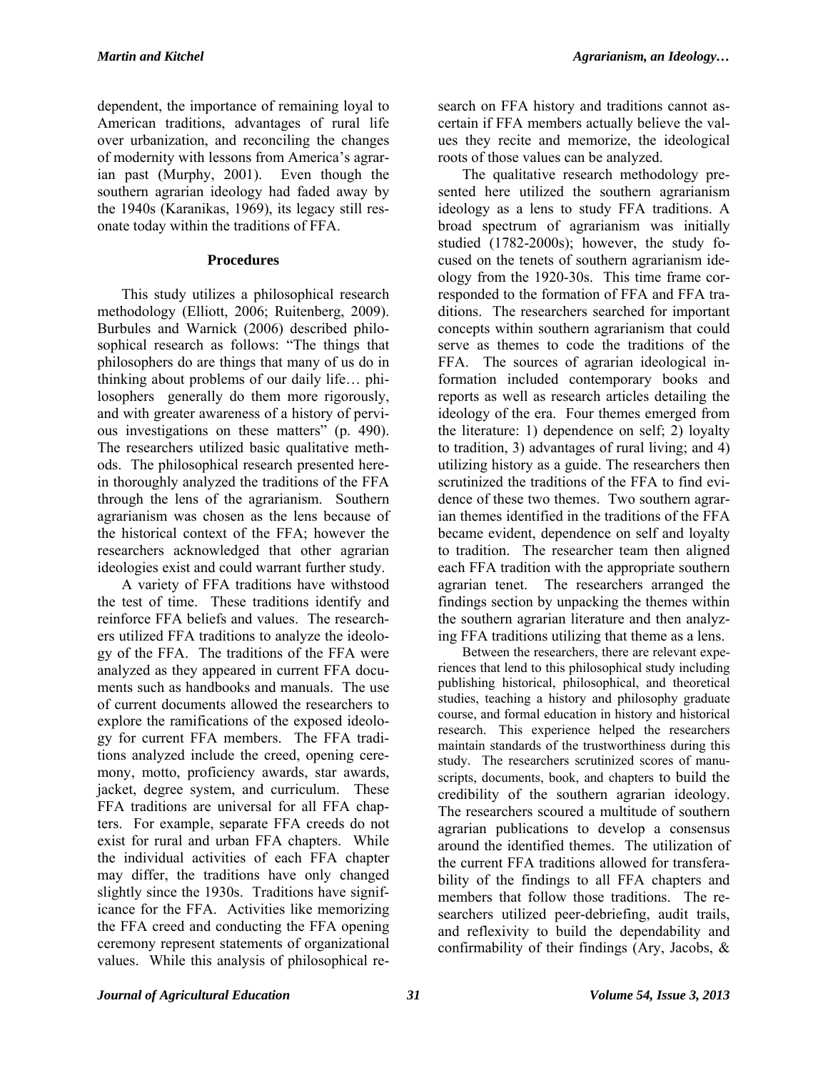dependent, the importance of remaining loyal to American traditions, advantages of rural life over urbanization, and reconciling the changes of modernity with lessons from America's agrarian past (Murphy, 2001). Even though the southern agrarian ideology had faded away by the 1940s (Karanikas, 1969), its legacy still resonate today within the traditions of FFA.

## Procedures

This study utilizes a philosophical research methodology (Elliott, 2006; Ruitenberg, 2009). Burbules and Warnick (2006) described philosophical research as follows: "The things that philosophers do are things that many of us do in thinking about problems of our daily life… philosophers generally do them more rigorously, and with greater awareness of a history of pervious investigations on these matters" (p. 490). The researchers utilized basic qualitative methods. The philosophical research presented herein thoroughly analyzed the traditions of the FFA through the lens of the agrarianism. Southern agrarianism was chosen as the lens because of the historical context of the FFA; however the researchers acknowledged that other agrarian ideologies exist and could warrant further study.

A variety of FFA traditions have withstood the test of time. These traditions identify and reinforce FFA beliefs and values. The researchers utilized FFA traditions to analyze the ideology of the FFA. The traditions of the FFA were analyzed as they appeared in current FFA documents such as handbooks and manuals. The use of current documents allowed the researchers to explore the ramifications of the exposed ideology for current FFA members. The FFA traditions analyzed include the creed, opening ceremony, motto, proficiency awards, star awards, jacket, degree system, and curriculum. These FFA traditions are universal for all FFA chapters. For example, separate FFA creeds do not exist for rural and urban FFA chapters. While the individual activities of each FFA chapter may differ, the traditions have only changed slightly since the 1930s. Traditions have significance for the FFA. Activities like memorizing the FFA creed and conducting the FFA opening ceremony represent statements of organizational values. While this analysis of philosophical research on FFA history and traditions cannot ascertain if FFA members actually believe the values they recite and memorize, the ideological roots of those values can be analyzed.

The qualitative research methodology presented here utilized the southern agrarianism ideology as a lens to study FFA traditions. A broad spectrum of agrarianism was initially studied (1782-2000s); however, the study focused on the tenets of southern agrarianism ideology from the 1920-30s. This time frame corresponded to the formation of FFA and FFA traditions. The researchers searched for important concepts within southern agrarianism that could serve as themes to code the traditions of the FFA. The sources of agrarian ideological information included contemporary books and reports as well as research articles detailing the ideology of the era. Four themes emerged from the literature: 1) dependence on self; 2) loyalty to tradition, 3) advantages of rural living; and 4) utilizing history as a guide. The researchers then scrutinized the traditions of the FFA to find evidence of these two themes. Two southern agrarian themes identified in the traditions of the FFA became evident, dependence on self and loyalty to tradition. The researcher team then aligned each FFA tradition with the appropriate southern agrarian tenet. The researchers arranged the findings section by unpacking the themes within the southern agrarian literature and then analyzing FFA traditions utilizing that theme as a lens.

Between the researchers, there are relevant experiences that lend to this philosophical study including publishing historical, philosophical, and theoretical studies, teaching a history and philosophy graduate course, and formal education in history and historical research. This experience helped the researchers maintain standards of the trustworthiness during this study. The researchers scrutinized scores of manuscripts, documents, book, and chapters to build the credibility of the southern agrarian ideology. The researchers scoured a multitude of southern agrarian publications to develop a consensus around the identified themes. The utilization of the current FFA traditions allowed for transferability of the findings to all FFA chapters and members that follow those traditions. The researchers utilized peer-debriefing, audit trails, and reflexivity to build the dependability and confirmability of their findings (Ary, Jacobs, &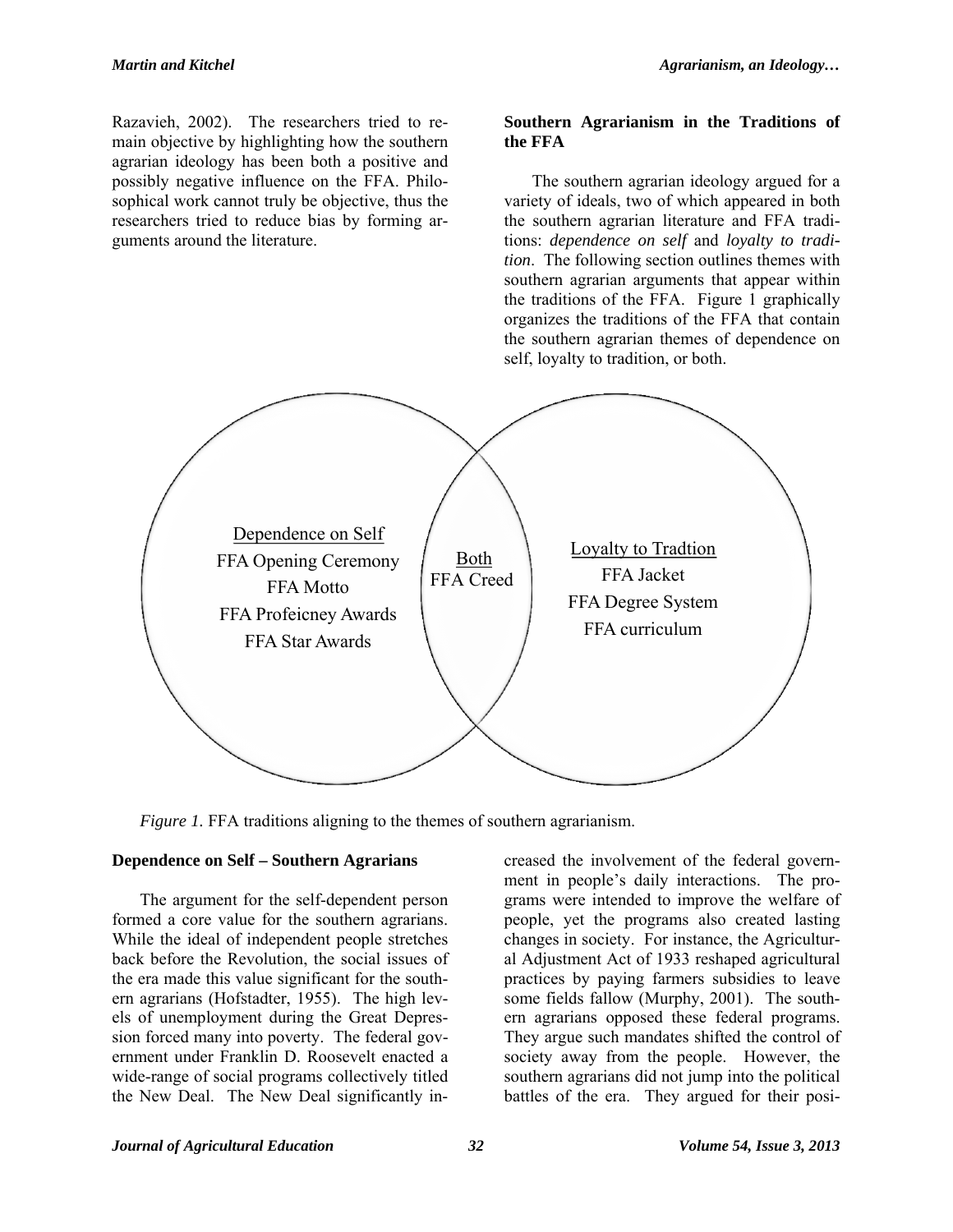Razavieh, 2002). The researchers tried to remain objective by highlighting how the southern agrarian ideology has been both a positive and possibly negative influence on the FFA. Philosophical work cannot truly be objective, thus the researchers tried to reduce bias by forming arguments around the literature.

### Southern Agrarianism in the Traditions of the FFA

The southern agrarian ideology argued for a variety of ideals, two of which appeared in both the southern agrarian literature and FFA traditions: *dependence on self* and *loyalty to tradition*. The following section outlines themes with southern agrarian arguments that appear within the traditions of the FFA. Figure 1 graphically organizes the traditions of the FFA that contain the southern agrarian themes of dependence on self, loyalty to tradition, or both.

| Dependence on Self | Both | Loyalty to Tradtion |
|---|---|---|
| FFA Opening Ceremony | FFA Creed | FFA Jacket |
| FFA Motto | | FFA Degree System |
| FFA Profeicney Awards | | FFA curriculum |
| FFA Star Awards | | |

*Figure 1.* FFA traditions aligning to the themes of southern agrarianism.

### Dependence on Self – Southern Agrarians

The argument for the self-dependent person formed a core value for the southern agrarians. While the ideal of independent people stretches back before the Revolution, the social issues of the era made this value significant for the southern agrarians (Hofstadter, 1955). The high levels of unemployment during the Great Depression forced many into poverty. The federal government under Franklin D. Roosevelt enacted a wide-range of social programs collectively titled the New Deal. The New Deal significantly increased the involvement of the federal government in people's daily interactions. The programs were intended to improve the welfare of people, yet the programs also created lasting changes in society. For instance, the Agricultural Adjustment Act of 1933 reshaped agricultural practices by paying farmers subsidies to leave some fields fallow (Murphy, 2001). The southern agrarians opposed these federal programs. They argue such mandates shifted the control of society away from the people. However, the southern agrarians did not jump into the political battles of the era. They argued for their posi-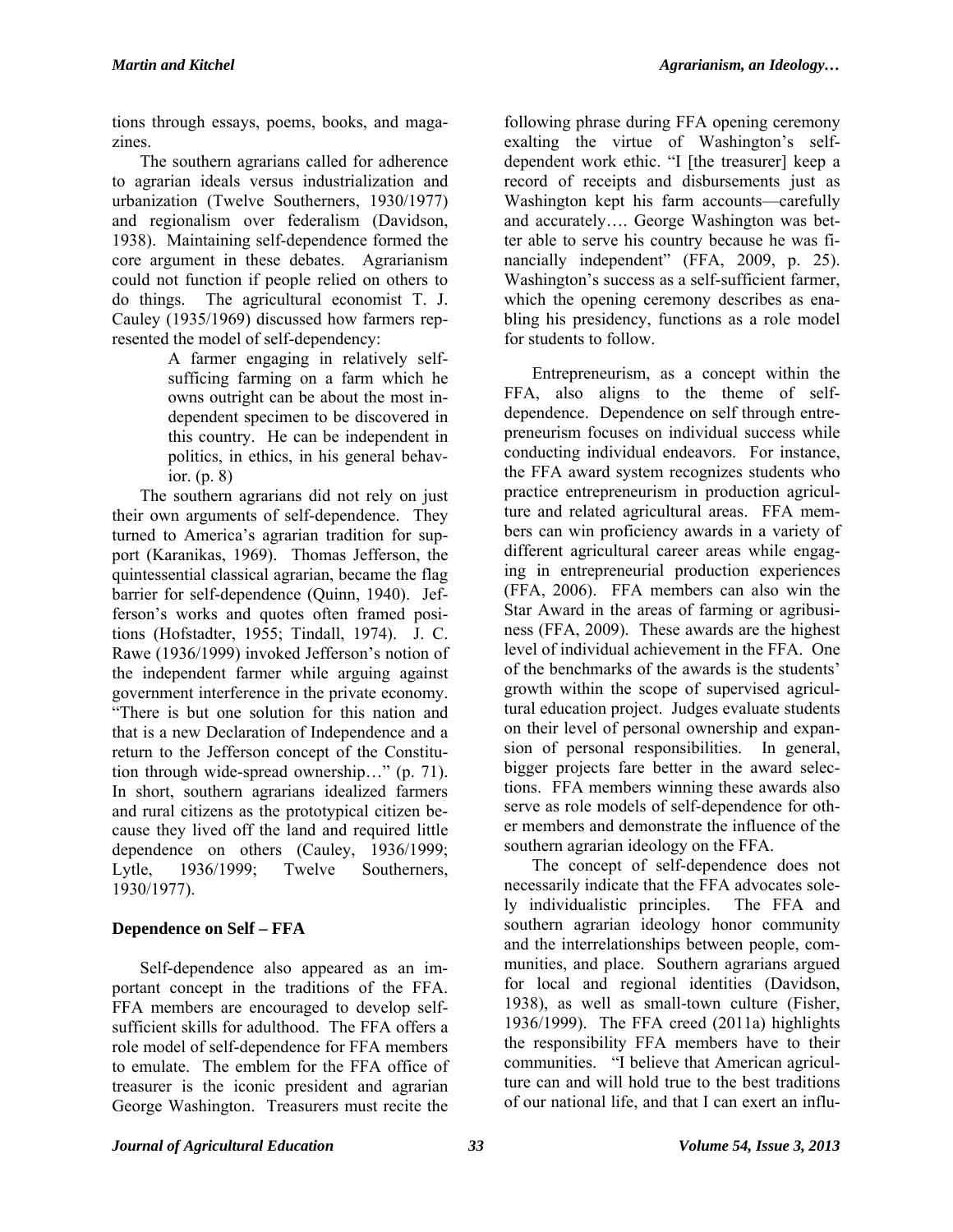tions through essays, poems, books, and magazines.

The southern agrarians called for adherence to agrarian ideals versus industrialization and urbanization (Twelve Southerners, 1930/1977) and regionalism over federalism (Davidson, 1938). Maintaining self-dependence formed the core argument in these debates. Agrarianism could not function if people relied on others to do things. The agricultural economist T. J. Cauley (1935/1969) discussed how farmers represented the model of self-dependency:

> A farmer engaging in relatively self-sufficing farming on a farm which he owns outright can be about the most independent specimen to be discovered in this country. He can be independent in politics, in ethics, in his general behavior. (p. 8)

The southern agrarians did not rely on just their own arguments of self-dependence. They turned to America's agrarian tradition for support (Karanikas, 1969). Thomas Jefferson, the quintessential classical agrarian, became the flag barrier for self-dependence (Quinn, 1940). Jefferson's works and quotes often framed positions (Hofstadter, 1955; Tindall, 1974). J. C. Rawe (1936/1999) invoked Jefferson's notion of the independent farmer while arguing against government interference in the private economy. "There is but one solution for this nation and that is a new Declaration of Independence and a return to the Jefferson concept of the Constitution through wide-spread ownership…" (p. 71). In short, southern agrarians idealized farmers and rural citizens as the prototypical citizen because they lived off the land and required little dependence on others (Cauley, 1936/1999; Lytle, 1936/1999; Twelve Southerners, 1930/1977).

### Dependence on Self – FFA

Self-dependence also appeared as an important concept in the traditions of the FFA. FFA members are encouraged to develop self-sufficient skills for adulthood. The FFA offers a role model of self-dependence for FFA members to emulate. The emblem for the FFA office of treasurer is the iconic president and agrarian George Washington. Treasurers must recite the following phrase during FFA opening ceremony exalting the virtue of Washington's self-dependent work ethic. "I [the treasurer] keep a record of receipts and disbursements just as Washington kept his farm accounts—carefully and accurately…. George Washington was better able to serve his country because he was financially independent" (FFA, 2009, p. 25). Washington's success as a self-sufficient farmer, which the opening ceremony describes as enabling his presidency, functions as a role model for students to follow.

Entrepreneurism, as a concept within the FFA, also aligns to the theme of self-dependence. Dependence on self through entrepreneurism focuses on individual success while conducting individual endeavors. For instance, the FFA award system recognizes students who practice entrepreneurism in production agriculture and related agricultural areas. FFA members can win proficiency awards in a variety of different agricultural career areas while engaging in entrepreneurial production experiences (FFA, 2006). FFA members can also win the Star Award in the areas of farming or agribusiness (FFA, 2009). These awards are the highest level of individual achievement in the FFA. One of the benchmarks of the awards is the students' growth within the scope of supervised agricultural education project. Judges evaluate students on their level of personal ownership and expansion of personal responsibilities. In general, bigger projects fare better in the award selections. FFA members winning these awards also serve as role models of self-dependence for other members and demonstrate the influence of the southern agrarian ideology on the FFA.

The concept of self-dependence does not necessarily indicate that the FFA advocates solely individualistic principles. The FFA and southern agrarian ideology honor community and the interrelationships between people, communities, and place. Southern agrarians argued for local and regional identities (Davidson, 1938), as well as small-town culture (Fisher, 1936/1999). The FFA creed (2011a) highlights the responsibility FFA members have to their communities. "I believe that American agriculture can and will hold true to the best traditions of our national life, and that I can exert an influ-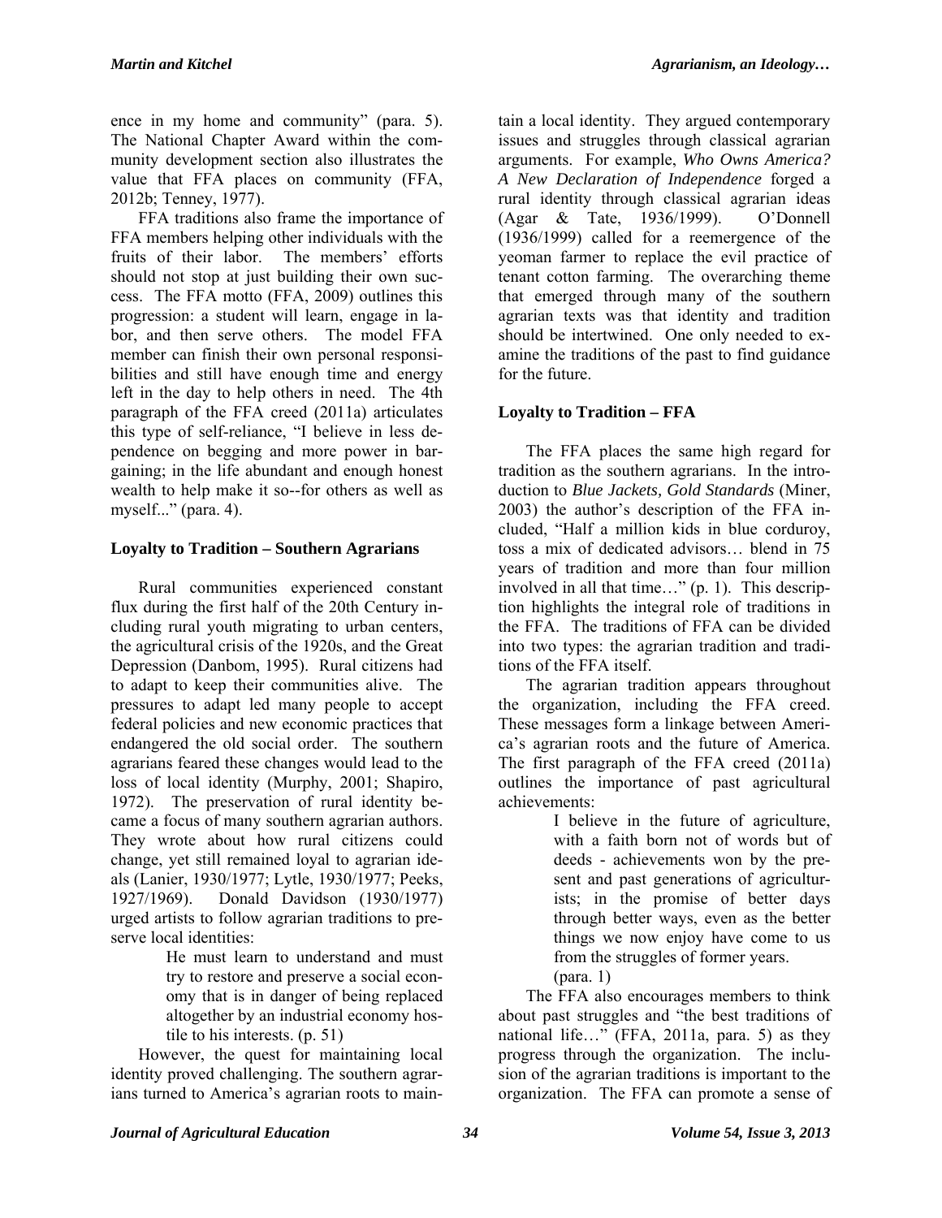ence in my home and community" (para. 5). The National Chapter Award within the community development section also illustrates the value that FFA places on community (FFA, 2012b; Tenney, 1977).

FFA traditions also frame the importance of FFA members helping other individuals with the fruits of their labor. The members' efforts should not stop at just building their own success. The FFA motto (FFA, 2009) outlines this progression: a student will learn, engage in labor, and then serve others. The model FFA member can finish their own personal responsibilities and still have enough time and energy left in the day to help others in need. The 4th paragraph of the FFA creed (2011a) articulates this type of self-reliance, "I believe in less dependence on begging and more power in bargaining; in the life abundant and enough honest wealth to help make it so--for others as well as myself..." (para. 4).

### Loyalty to Tradition – Southern Agrarians

Rural communities experienced constant flux during the first half of the 20th Century including rural youth migrating to urban centers, the agricultural crisis of the 1920s, and the Great Depression (Danbom, 1995). Rural citizens had to adapt to keep their communities alive. The pressures to adapt led many people to accept federal policies and new economic practices that endangered the old social order. The southern agrarians feared these changes would lead to the loss of local identity (Murphy, 2001; Shapiro, 1972). The preservation of rural identity became a focus of many southern agrarian authors. They wrote about how rural citizens could change, yet still remained loyal to agrarian ideals (Lanier, 1930/1977; Lytle, 1930/1977; Peeks, 1927/1969). Donald Davidson (1930/1977) urged artists to follow agrarian traditions to preserve local identities:

> He must learn to understand and must try to restore and preserve a social economy that is in danger of being replaced altogether by an industrial economy hostile to his interests. (p. 51)

However, the quest for maintaining local identity proved challenging. The southern agrarians turned to America's agrarian roots to maintain a local identity. They argued contemporary issues and struggles through classical agrarian arguments. For example, *Who Owns America? A New Declaration of Independence* forged a rural identity through classical agrarian ideas (Agar & Tate, 1936/1999). O'Donnell (1936/1999) called for a reemergence of the yeoman farmer to replace the evil practice of tenant cotton farming. The overarching theme that emerged through many of the southern agrarian texts was that identity and tradition should be intertwined. One only needed to examine the traditions of the past to find guidance for the future.

### Loyalty to Tradition – FFA

The FFA places the same high regard for tradition as the southern agrarians. In the introduction to *Blue Jackets, Gold Standards* (Miner, 2003) the author's description of the FFA included, "Half a million kids in blue corduroy, toss a mix of dedicated advisors… blend in 75 years of tradition and more than four million involved in all that time…" (p. 1). This description highlights the integral role of traditions in the FFA. The traditions of FFA can be divided into two types: the agrarian tradition and traditions of the FFA itself.

The agrarian tradition appears throughout the organization, including the FFA creed. These messages form a linkage between America's agrarian roots and the future of America. The first paragraph of the FFA creed (2011a) outlines the importance of past agricultural achievements:

> I believe in the future of agriculture, with a faith born not of words but of deeds - achievements won by the present and past generations of agriculturists; in the promise of better days through better ways, even as the better things we now enjoy have come to us from the struggles of former years. (para. 1)

The FFA also encourages members to think about past struggles and "the best traditions of national life…" (FFA, 2011a, para. 5) as they progress through the organization. The inclusion of the agrarian traditions is important to the organization. The FFA can promote a sense of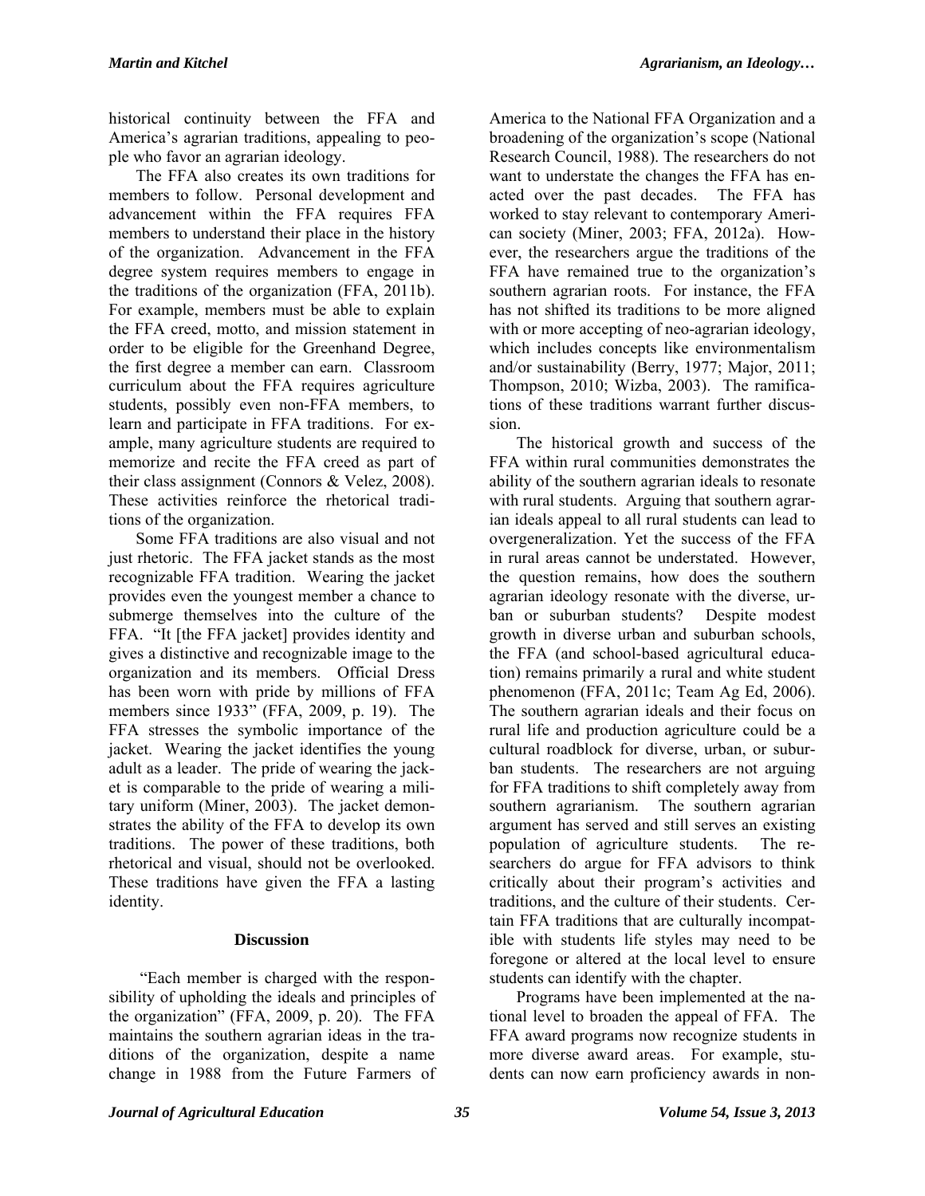historical continuity between the FFA and America's agrarian traditions, appealing to people who favor an agrarian ideology.

The FFA also creates its own traditions for members to follow. Personal development and advancement within the FFA requires FFA members to understand their place in the history of the organization. Advancement in the FFA degree system requires members to engage in the traditions of the organization (FFA, 2011b). For example, members must be able to explain the FFA creed, motto, and mission statement in order to be eligible for the Greenhand Degree, the first degree a member can earn. Classroom curriculum about the FFA requires agriculture students, possibly even non-FFA members, to learn and participate in FFA traditions. For example, many agriculture students are required to memorize and recite the FFA creed as part of their class assignment (Connors & Velez, 2008). These activities reinforce the rhetorical traditions of the organization.

Some FFA traditions are also visual and not just rhetoric. The FFA jacket stands as the most recognizable FFA tradition. Wearing the jacket provides even the youngest member a chance to submerge themselves into the culture of the FFA. "It [the FFA jacket] provides identity and gives a distinctive and recognizable image to the organization and its members. Official Dress has been worn with pride by millions of FFA members since 1933" (FFA, 2009, p. 19). The FFA stresses the symbolic importance of the jacket. Wearing the jacket identifies the young adult as a leader. The pride of wearing the jacket is comparable to the pride of wearing a military uniform (Miner, 2003). The jacket demonstrates the ability of the FFA to develop its own traditions. The power of these traditions, both rhetorical and visual, should not be overlooked. These traditions have given the FFA a lasting identity.

## Discussion

"Each member is charged with the responsibility of upholding the ideals and principles of the organization" (FFA, 2009, p. 20). The FFA maintains the southern agrarian ideas in the traditions of the organization, despite a name change in 1988 from the Future Farmers of America to the National FFA Organization and a broadening of the organization's scope (National Research Council, 1988). The researchers do not want to understate the changes the FFA has enacted over the past decades. The FFA has worked to stay relevant to contemporary American society (Miner, 2003; FFA, 2012a). However, the researchers argue the traditions of the FFA have remained true to the organization's southern agrarian roots. For instance, the FFA has not shifted its traditions to be more aligned with or more accepting of neo-agrarian ideology, which includes concepts like environmentalism and/or sustainability (Berry, 1977; Major, 2011; Thompson, 2010; Wizba, 2003). The ramifications of these traditions warrant further discussion.

The historical growth and success of the FFA within rural communities demonstrates the ability of the southern agrarian ideals to resonate with rural students. Arguing that southern agrarian ideals appeal to all rural students can lead to overgeneralization. Yet the success of the FFA in rural areas cannot be understated. However, the question remains, how does the southern agrarian ideology resonate with the diverse, urban or suburban students? Despite modest growth in diverse urban and suburban schools, the FFA (and school-based agricultural education) remains primarily a rural and white student phenomenon (FFA, 2011c; Team Ag Ed, 2006). The southern agrarian ideals and their focus on rural life and production agriculture could be a cultural roadblock for diverse, urban, or suburban students. The researchers are not arguing for FFA traditions to shift completely away from southern agrarianism. The southern agrarian argument has served and still serves an existing population of agriculture students. The researchers do argue for FFA advisors to think critically about their program's activities and traditions, and the culture of their students. Certain FFA traditions that are culturally incompatible with students life styles may need to be foregone or altered at the local level to ensure students can identify with the chapter.

Programs have been implemented at the national level to broaden the appeal of FFA. The FFA award programs now recognize students in more diverse award areas. For example, students can now earn proficiency awards in non-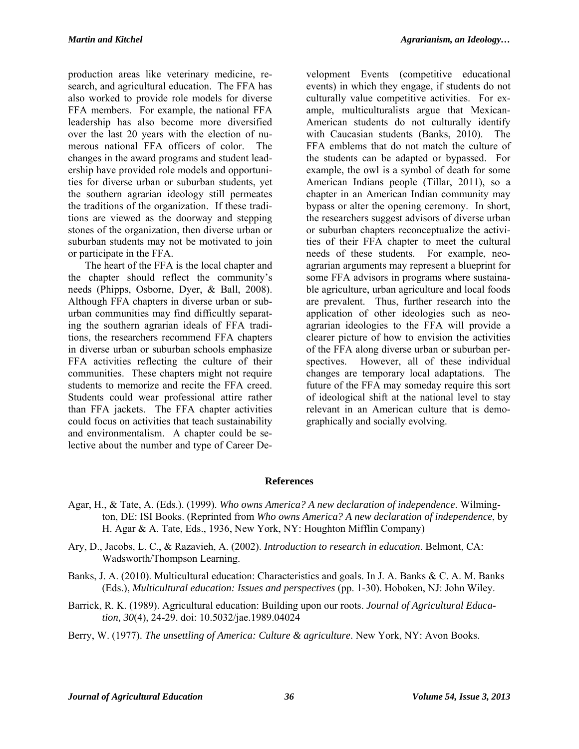production areas like veterinary medicine, research, and agricultural education. The FFA has also worked to provide role models for diverse FFA members. For example, the national FFA leadership has also become more diversified over the last 20 years with the election of numerous national FFA officers of color. The changes in the award programs and student leadership have provided role models and opportunities for diverse urban or suburban students, yet the southern agrarian ideology still permeates the traditions of the organization. If these traditions are viewed as the doorway and stepping stones of the organization, then diverse urban or suburban students may not be motivated to join or participate in the FFA.

The heart of the FFA is the local chapter and the chapter should reflect the community's needs (Phipps, Osborne, Dyer, & Ball, 2008). Although FFA chapters in diverse urban or suburban communities may find difficultly separating the southern agrarian ideals of FFA traditions, the researchers recommend FFA chapters in diverse urban or suburban schools emphasize FFA activities reflecting the culture of their communities. These chapters might not require students to memorize and recite the FFA creed. Students could wear professional attire rather than FFA jackets. The FFA chapter activities could focus on activities that teach sustainability and environmentalism. A chapter could be selective about the number and type of Career Development Events (competitive educational events) in which they engage, if students do not culturally value competitive activities. For example, multiculturalists argue that Mexican-American students do not culturally identify with Caucasian students (Banks, 2010). The FFA emblems that do not match the culture of the students can be adapted or bypassed. For example, the owl is a symbol of death for some American Indians people (Tillar, 2011), so a chapter in an American Indian community may bypass or alter the opening ceremony. In short, the researchers suggest advisors of diverse urban or suburban chapters reconceptualize the activities of their FFA chapter to meet the cultural needs of these students. For example, neo-agrarian arguments may represent a blueprint for some FFA advisors in programs where sustainable agriculture, urban agriculture and local foods are prevalent. Thus, further research into the application of other ideologies such as neo-agrarian ideologies to the FFA will provide a clearer picture of how to envision the activities of the FFA along diverse urban or suburban perspectives. However, all of these individual changes are temporary local adaptations. The future of the FFA may someday require this sort of ideological shift at the national level to stay relevant in an American culture that is demographically and socially evolving.

## References

Agar, H., & Tate, A. (Eds.). (1999). *Who owns America? A new declaration of independence*. Wilmington, DE: ISI Books. (Reprinted from *Who owns America? A new declaration of independence*, by H. Agar & A. Tate, Eds., 1936, New York, NY: Houghton Mifflin Company)

Ary, D., Jacobs, L. C., & Razavieh, A. (2002). *Introduction to research in education*. Belmont, CA: Wadsworth/Thompson Learning.

Banks, J. A. (2010). Multicultural education: Characteristics and goals. In J. A. Banks & C. A. M. Banks (Eds.), *Multicultural education: Issues and perspectives* (pp. 1-30). Hoboken, NJ: John Wiley.

Barrick, R. K. (1989). Agricultural education: Building upon our roots. *Journal of Agricultural Education, 30*(4), 24-29. doi: 10.5032/jae.1989.04024

Berry, W. (1977). *The unsettling of America: Culture & agriculture*. New York, NY: Avon Books.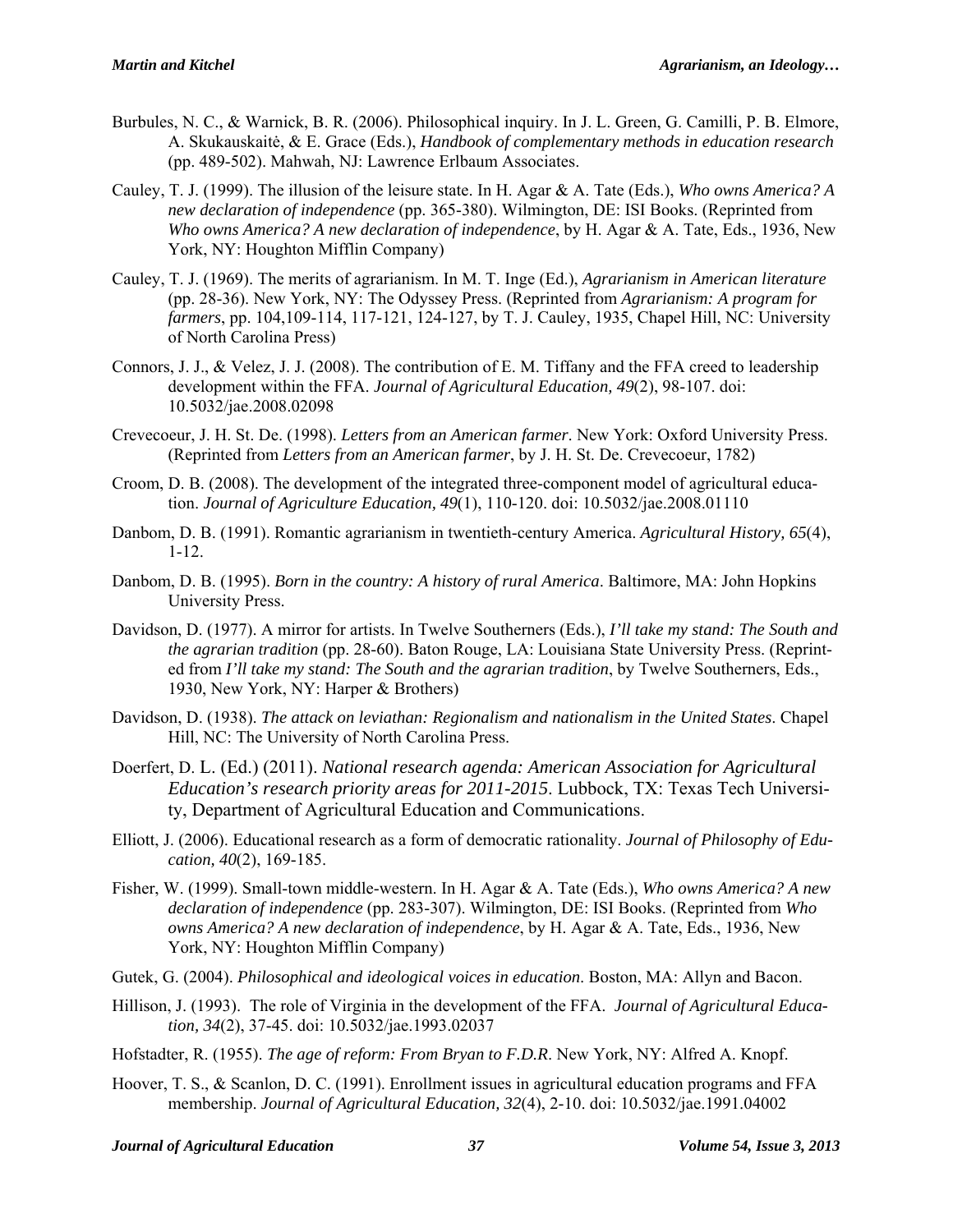Burbules, N. C., & Warnick, B. R. (2006). Philosophical inquiry. In J. L. Green, G. Camilli, P. B. Elmore, A. Skukauskaitė, & E. Grace (Eds.), *Handbook of complementary methods in education research* (pp. 489-502). Mahwah, NJ: Lawrence Erlbaum Associates.

Cauley, T. J. (1999). The illusion of the leisure state. In H. Agar & A. Tate (Eds.), *Who owns America? A new declaration of independence* (pp. 365-380). Wilmington, DE: ISI Books. (Reprinted from *Who owns America? A new declaration of independence*, by H. Agar & A. Tate, Eds., 1936, New York, NY: Houghton Mifflin Company)

Cauley, T. J. (1969). The merits of agrarianism. In M. T. Inge (Ed.), *Agrarianism in American literature* (pp. 28-36). New York, NY: The Odyssey Press. (Reprinted from *Agrarianism: A program for farmers*, pp. 104,109-114, 117-121, 124-127, by T. J. Cauley, 1935, Chapel Hill, NC: University of North Carolina Press)

Connors, J. J., & Velez, J. J. (2008). The contribution of E. M. Tiffany and the FFA creed to leadership development within the FFA. *Journal of Agricultural Education, 49*(2), 98-107. doi: 10.5032/jae.2008.02098

Crevecoeur, J. H. St. De. (1998). *Letters from an American farmer*. New York: Oxford University Press. (Reprinted from *Letters from an American farmer*, by J. H. St. De. Crevecoeur, 1782)

Croom, D. B. (2008). The development of the integrated three-component model of agricultural education. *Journal of Agriculture Education, 49*(1), 110-120. doi: 10.5032/jae.2008.01110

Danbom, D. B. (1991). Romantic agrarianism in twentieth-century America. *Agricultural History, 65*(4), 1-12.

Danbom, D. B. (1995). *Born in the country: A history of rural America*. Baltimore, MA: John Hopkins University Press.

Davidson, D. (1977). A mirror for artists. In Twelve Southerners (Eds.), *I'll take my stand: The South and the agrarian tradition* (pp. 28-60). Baton Rouge, LA: Louisiana State University Press. (Reprinted from *I'll take my stand: The South and the agrarian tradition*, by Twelve Southerners, Eds., 1930, New York, NY: Harper & Brothers)

Davidson, D. (1938). *The attack on leviathan: Regionalism and nationalism in the United States*. Chapel Hill, NC: The University of North Carolina Press.

Doerfert, D. L. (Ed.) (2011). *National research agenda: American Association for Agricultural Education's research priority areas for 2011-2015*. Lubbock, TX: Texas Tech University, Department of Agricultural Education and Communications.

Elliott, J. (2006). Educational research as a form of democratic rationality. *Journal of Philosophy of Education, 40*(2), 169-185.

Fisher, W. (1999). Small-town middle-western. In H. Agar & A. Tate (Eds.), *Who owns America? A new declaration of independence* (pp. 283-307). Wilmington, DE: ISI Books. (Reprinted from *Who owns America? A new declaration of independence*, by H. Agar & A. Tate, Eds., 1936, New York, NY: Houghton Mifflin Company)

Gutek, G. (2004). *Philosophical and ideological voices in education*. Boston, MA: Allyn and Bacon.

Hillison, J. (1993). The role of Virginia in the development of the FFA. *Journal of Agricultural Education, 34*(2), 37-45. doi: 10.5032/jae.1993.02037

Hofstadter, R. (1955). *The age of reform: From Bryan to F.D.R*. New York, NY: Alfred A. Knopf.

Hoover, T. S., & Scanlon, D. C. (1991). Enrollment issues in agricultural education programs and FFA membership. *Journal of Agricultural Education, 32*(4), 2-10. doi: 10.5032/jae.1991.04002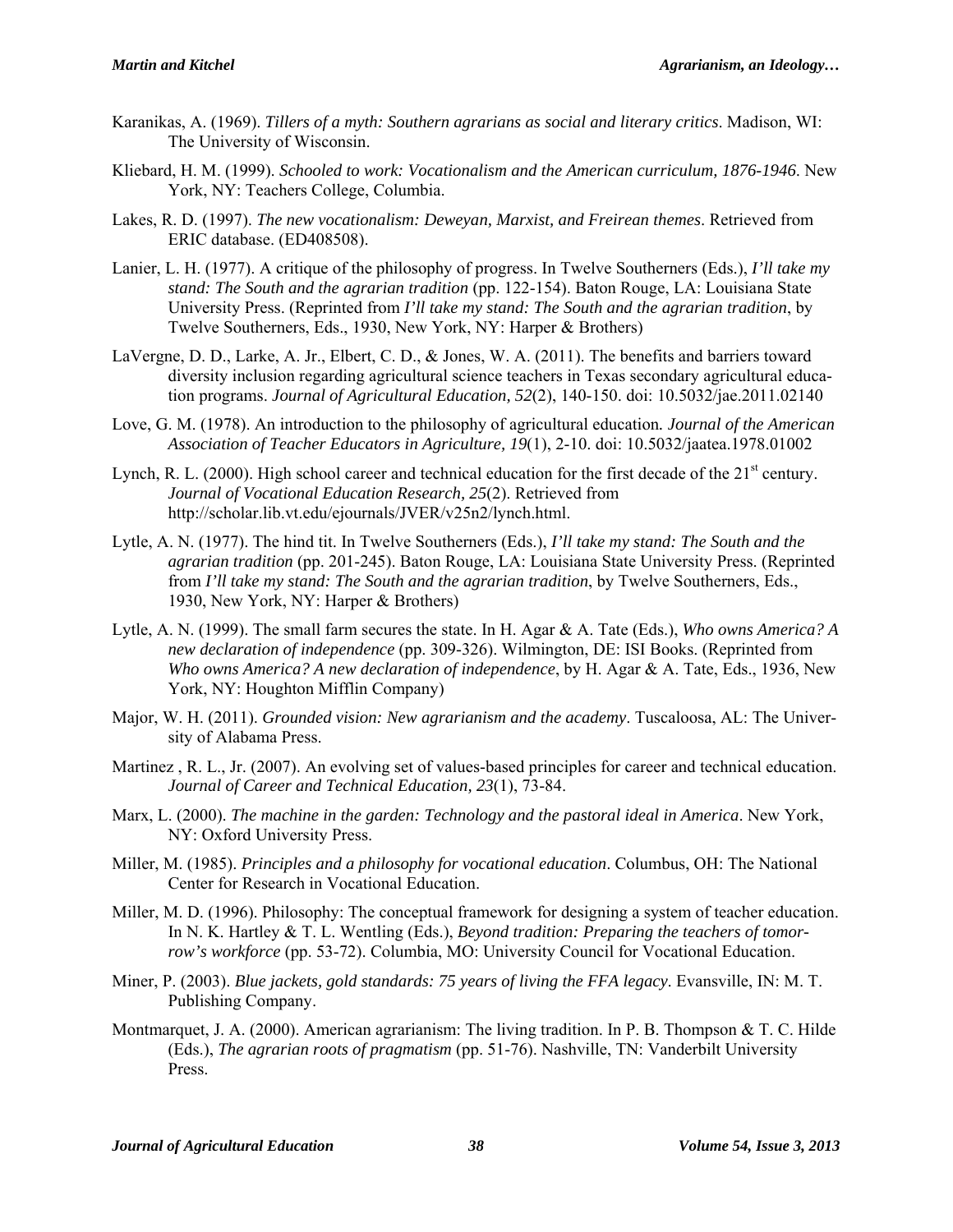Karanikas, A. (1969). *Tillers of a myth: Southern agrarians as social and literary critics*. Madison, WI: The University of Wisconsin.

Kliebard, H. M. (1999). *Schooled to work: Vocationalism and the American curriculum, 1876-1946*. New York, NY: Teachers College, Columbia.

Lakes, R. D. (1997). *The new vocationalism: Deweyan, Marxist, and Freirean themes*. Retrieved from ERIC database. (ED408508).

Lanier, L. H. (1977). A critique of the philosophy of progress. In Twelve Southerners (Eds.), *I'll take my stand: The South and the agrarian tradition* (pp. 122-154). Baton Rouge, LA: Louisiana State University Press. (Reprinted from *I'll take my stand: The South and the agrarian tradition*, by Twelve Southerners, Eds., 1930, New York, NY: Harper & Brothers)

LaVergne, D. D., Larke, A. Jr., Elbert, C. D., & Jones, W. A. (2011). The benefits and barriers toward diversity inclusion regarding agricultural science teachers in Texas secondary agricultural education programs. *Journal of Agricultural Education, 52*(2), 140-150. doi: 10.5032/jae.2011.02140

Love, G. M. (1978). An introduction to the philosophy of agricultural education*. Journal of the American Association of Teacher Educators in Agriculture, 19*(1), 2-10. doi: 10.5032/jaatea.1978.01002

Lynch, R. L. (2000). High school career and technical education for the first decade of the 21st century. *Journal of Vocational Education Research, 25*(2). Retrieved from http://scholar.lib.vt.edu/ejournals/JVER/v25n2/lynch.html.

Lytle, A. N. (1977). The hind tit. In Twelve Southerners (Eds.), *I'll take my stand: The South and the agrarian tradition* (pp. 201-245). Baton Rouge, LA: Louisiana State University Press. (Reprinted from *I'll take my stand: The South and the agrarian tradition*, by Twelve Southerners, Eds., 1930, New York, NY: Harper & Brothers)

Lytle, A. N. (1999). The small farm secures the state. In H. Agar & A. Tate (Eds.), *Who owns America? A new declaration of independence* (pp. 309-326). Wilmington, DE: ISI Books. (Reprinted from *Who owns America? A new declaration of independence*, by H. Agar & A. Tate, Eds., 1936, New York, NY: Houghton Mifflin Company)

Major, W. H. (2011). *Grounded vision: New agrarianism and the academy*. Tuscaloosa, AL: The University of Alabama Press.

Martinez , R. L., Jr. (2007). An evolving set of values-based principles for career and technical education. *Journal of Career and Technical Education, 23*(1), 73-84.

Marx, L. (2000). *The machine in the garden: Technology and the pastoral ideal in America*. New York, NY: Oxford University Press.

Miller, M. (1985). *Principles and a philosophy for vocational education*. Columbus, OH: The National Center for Research in Vocational Education.

Miller, M. D. (1996). Philosophy: The conceptual framework for designing a system of teacher education. In N. K. Hartley & T. L. Wentling (Eds.), *Beyond tradition: Preparing the teachers of tomorrow's workforce* (pp. 53-72). Columbia, MO: University Council for Vocational Education.

Miner, P. (2003). *Blue jackets, gold standards: 75 years of living the FFA legacy*. Evansville, IN: M. T. Publishing Company.

Montmarquet, J. A. (2000). American agrarianism: The living tradition. In P. B. Thompson & T. C. Hilde (Eds.), *The agrarian roots of pragmatism* (pp. 51-76). Nashville, TN: Vanderbilt University Press.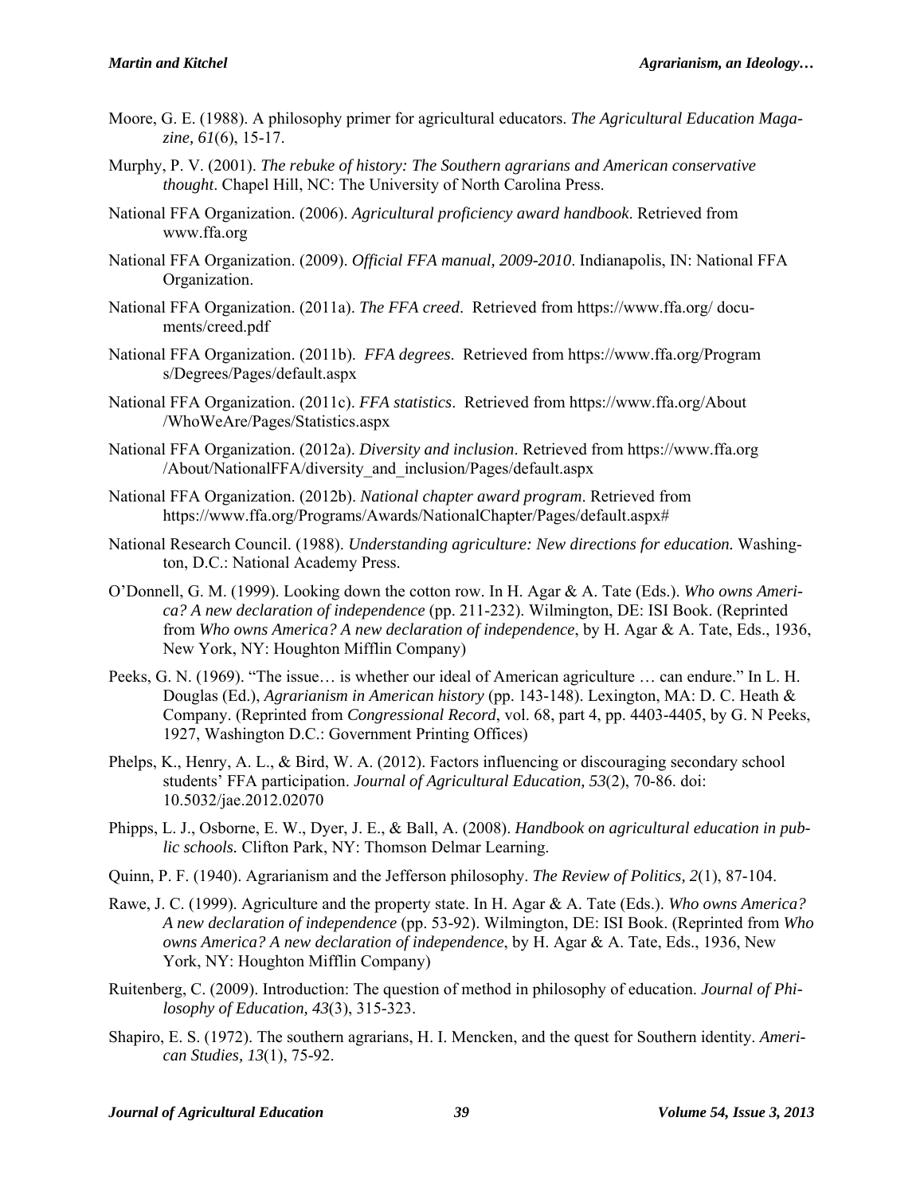Moore, G. E. (1988). A philosophy primer for agricultural educators. *The Agricultural Education Magazine, 61*(6), 15-17.

Murphy, P. V. (2001). *The rebuke of history: The Southern agrarians and American conservative thought*. Chapel Hill, NC: The University of North Carolina Press.

National FFA Organization. (2006). *Agricultural proficiency award handbook*. Retrieved from www.ffa.org

National FFA Organization. (2009). *Official FFA manual, 2009-2010*. Indianapolis, IN: National FFA Organization.

National FFA Organization. (2011a). *The FFA creed*. Retrieved from https://www.ffa.org/ documents/creed.pdf

National FFA Organization. (2011b). *FFA degrees*. Retrieved from https://www.ffa.org/Programs/Degrees/Pages/default.aspx

National FFA Organization. (2011c). *FFA statistics*. Retrieved from https://www.ffa.org/About/WhoWeAre/Pages/Statistics.aspx

National FFA Organization. (2012a). *Diversity and inclusion*. Retrieved from https://www.ffa.org/About/NationalFFA/diversity_and_inclusion/Pages/default.aspx

National FFA Organization. (2012b). *National chapter award program*. Retrieved from https://www.ffa.org/Programs/Awards/NationalChapter/Pages/default.aspx#

National Research Council. (1988). *Understanding agriculture: New directions for education.* Washington, D.C.: National Academy Press.

O'Donnell, G. M. (1999). Looking down the cotton row. In H. Agar & A. Tate (Eds.). *Who owns America? A new declaration of independence* (pp. 211-232). Wilmington, DE: ISI Book. (Reprinted from *Who owns America? A new declaration of independence*, by H. Agar & A. Tate, Eds., 1936, New York, NY: Houghton Mifflin Company)

Peeks, G. N. (1969). "The issue… is whether our ideal of American agriculture … can endure." In L. H. Douglas (Ed.), *Agrarianism in American history* (pp. 143-148). Lexington, MA: D. C. Heath & Company. (Reprinted from *Congressional Record*, vol. 68, part 4, pp. 4403-4405, by G. N Peeks, 1927, Washington D.C.: Government Printing Offices)

Phelps, K., Henry, A. L., & Bird, W. A. (2012). Factors influencing or discouraging secondary school students' FFA participation. *Journal of Agricultural Education, 53*(2), 70-86. doi: 10.5032/jae.2012.02070

Phipps, L. J., Osborne, E. W., Dyer, J. E., & Ball, A. (2008). *Handbook on agricultural education in public schools.* Clifton Park, NY: Thomson Delmar Learning.

Quinn, P. F. (1940). Agrarianism and the Jefferson philosophy. *The Review of Politics, 2*(1), 87-104.

Rawe, J. C. (1999). Agriculture and the property state. In H. Agar & A. Tate (Eds.). *Who owns America? A new declaration of independence* (pp. 53-92). Wilmington, DE: ISI Book. (Reprinted from *Who owns America? A new declaration of independence*, by H. Agar & A. Tate, Eds., 1936, New York, NY: Houghton Mifflin Company)

Ruitenberg, C. (2009). Introduction: The question of method in philosophy of education. *Journal of Philosophy of Education, 43*(3), 315-323.

Shapiro, E. S. (1972). The southern agrarians, H. I. Mencken, and the quest for Southern identity. *American Studies, 13*(1), 75-92.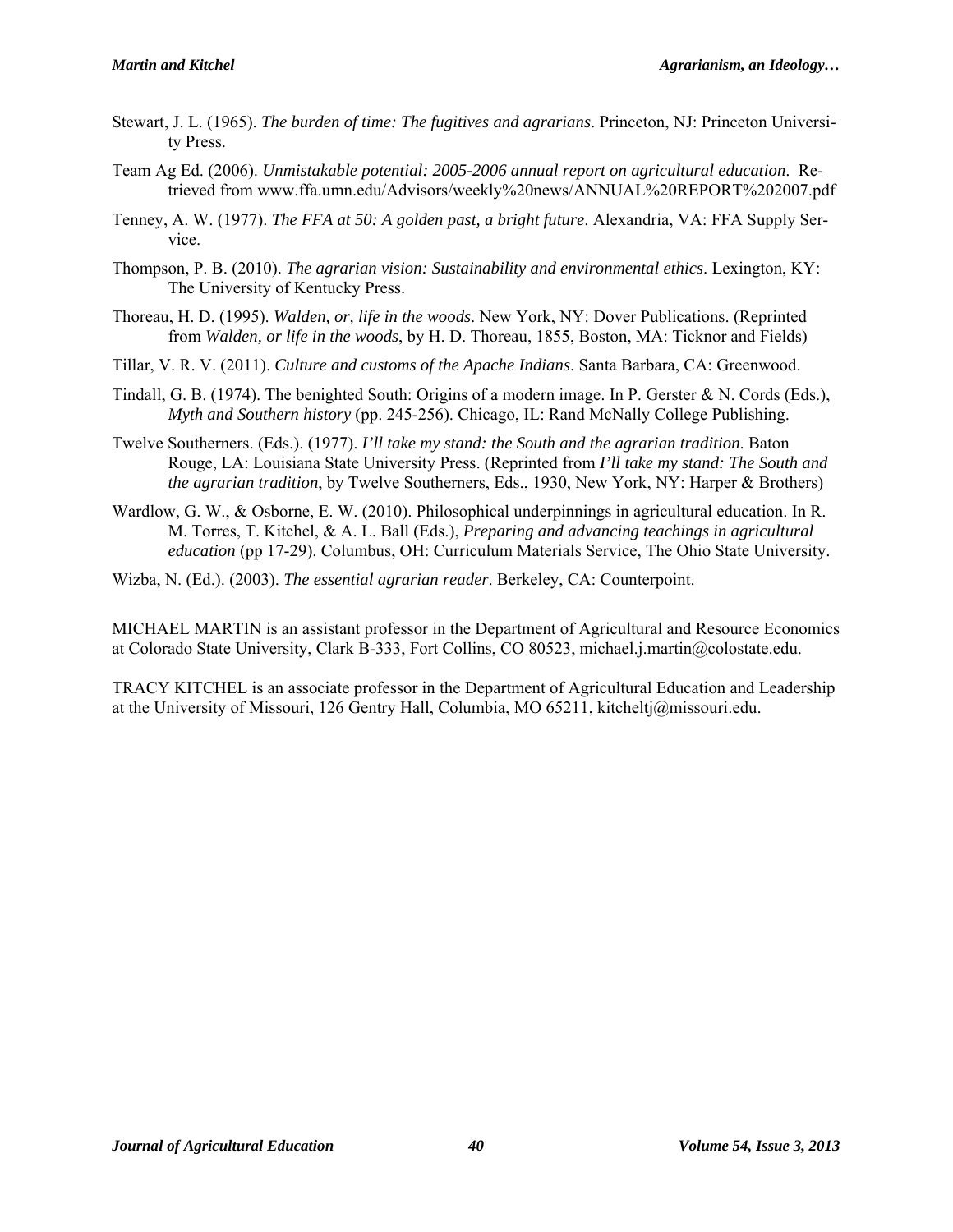Stewart, J. L. (1965). *The burden of time: The fugitives and agrarians*. Princeton, NJ: Princeton University Press.

Team Ag Ed. (2006). *Unmistakable potential: 2005-2006 annual report on agricultural education*. Retrieved from www.ffa.umn.edu/Advisors/weekly%20news/ANNUAL%20REPORT%202007.pdf

Tenney, A. W. (1977). *The FFA at 50: A golden past, a bright future*. Alexandria, VA: FFA Supply Service.

Thompson, P. B. (2010). *The agrarian vision: Sustainability and environmental ethics*. Lexington, KY: The University of Kentucky Press.

Thoreau, H. D. (1995). *Walden, or, life in the woods*. New York, NY: Dover Publications. (Reprinted from *Walden, or life in the woods*, by H. D. Thoreau, 1855, Boston, MA: Ticknor and Fields)

Tillar, V. R. V. (2011). *Culture and customs of the Apache Indians*. Santa Barbara, CA: Greenwood.

Tindall, G. B. (1974). The benighted South: Origins of a modern image. In P. Gerster & N. Cords (Eds.), *Myth and Southern history* (pp. 245-256). Chicago, IL: Rand McNally College Publishing.

Twelve Southerners. (Eds.). (1977). *I'll take my stand: the South and the agrarian tradition*. Baton Rouge, LA: Louisiana State University Press. (Reprinted from *I'll take my stand: The South and the agrarian tradition*, by Twelve Southerners, Eds., 1930, New York, NY: Harper & Brothers)

Wardlow, G. W., & Osborne, E. W. (2010). Philosophical underpinnings in agricultural education. In R. M. Torres, T. Kitchel, & A. L. Ball (Eds.), *Preparing and advancing teachings in agricultural education* (pp 17-29). Columbus, OH: Curriculum Materials Service, The Ohio State University.

Wizba, N. (Ed.). (2003). *The essential agrarian reader*. Berkeley, CA: Counterpoint.

MICHAEL MARTIN is an assistant professor in the Department of Agricultural and Resource Economics at Colorado State University, Clark B-333, Fort Collins, CO 80523, michael.j.martin@colostate.edu.

TRACY KITCHEL is an associate professor in the Department of Agricultural Education and Leadership at the University of Missouri, 126 Gentry Hall, Columbia, MO 65211, kitcheltj@missouri.edu.